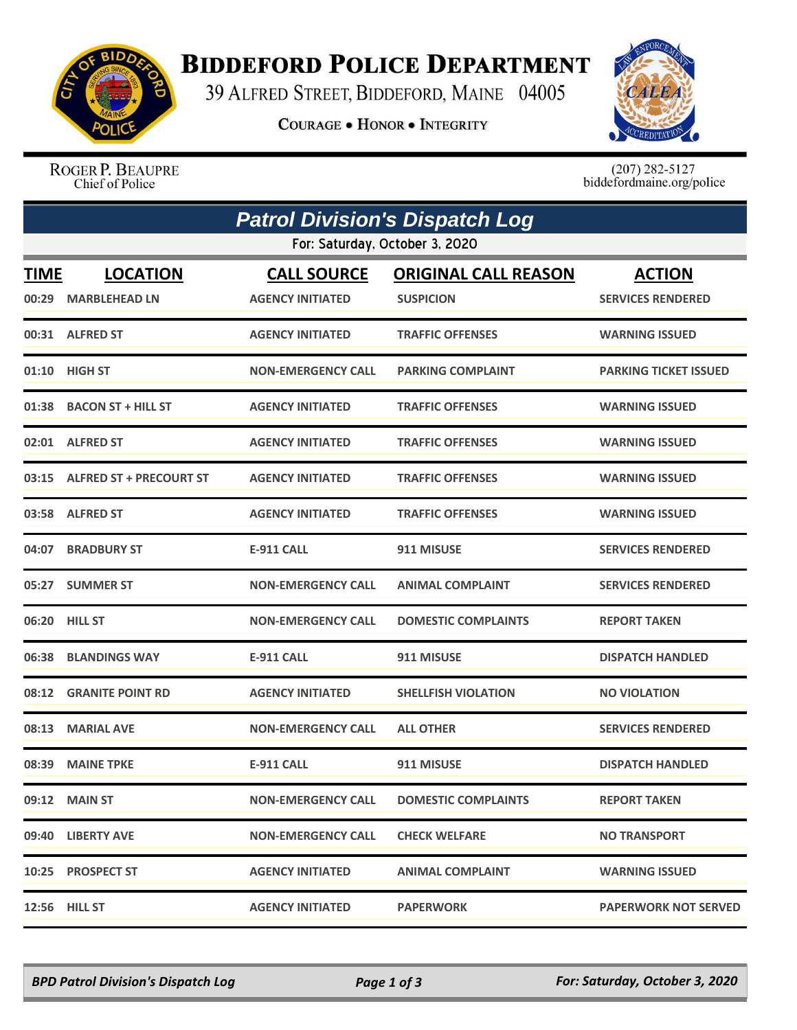# Biddeford Police Department

39 Alfred Street, Biddeford, Maine 04005

**Courage • Honor • Integrity**

Roger P. Beaupre
Chief of Police

(207) 282-5127
biddefordmaine.org/police

## *Patrol Division's Dispatch Log*

For: Saturday, October 3, 2020

| TIME | LOCATION | CALL SOURCE | ORIGINAL CALL REASON | ACTION |
|---|---|---|---|---|
| 00:29 | MARBLEHEAD LN | AGENCY INITIATED | SUSPICION | SERVICES RENDERED |
| 00:31 | ALFRED ST | AGENCY INITIATED | TRAFFIC OFFENSES | WARNING ISSUED |
| 01:10 | HIGH ST | NON-EMERGENCY CALL | PARKING COMPLAINT | PARKING TICKET ISSUED |
| 01:38 | BACON ST + HILL ST | AGENCY INITIATED | TRAFFIC OFFENSES | WARNING ISSUED |
| 02:01 | ALFRED ST | AGENCY INITIATED | TRAFFIC OFFENSES | WARNING ISSUED |
| 03:15 | ALFRED ST + PRECOURT ST | AGENCY INITIATED | TRAFFIC OFFENSES | WARNING ISSUED |
| 03:58 | ALFRED ST | AGENCY INITIATED | TRAFFIC OFFENSES | WARNING ISSUED |
| 04:07 | BRADBURY ST | E-911 CALL | 911 MISUSE | SERVICES RENDERED |
| 05:27 | SUMMER ST | NON-EMERGENCY CALL | ANIMAL COMPLAINT | SERVICES RENDERED |
| 06:20 | HILL ST | NON-EMERGENCY CALL | DOMESTIC COMPLAINTS | REPORT TAKEN |
| 06:38 | BLANDINGS WAY | E-911 CALL | 911 MISUSE | DISPATCH HANDLED |
| 08:12 | GRANITE POINT RD | AGENCY INITIATED | SHELLFISH VIOLATION | NO VIOLATION |
| 08:13 | MARIAL AVE | NON-EMERGENCY CALL | ALL OTHER | SERVICES RENDERED |
| 08:39 | MAINE TPKE | E-911 CALL | 911 MISUSE | DISPATCH HANDLED |
| 09:12 | MAIN ST | NON-EMERGENCY CALL | DOMESTIC COMPLAINTS | REPORT TAKEN |
| 09:40 | LIBERTY AVE | NON-EMERGENCY CALL | CHECK WELFARE | NO TRANSPORT |
| 10:25 | PROSPECT ST | AGENCY INITIATED | ANIMAL COMPLAINT | WARNING ISSUED |
| 12:56 | HILL ST | AGENCY INITIATED | PAPERWORK | PAPERWORK NOT SERVED |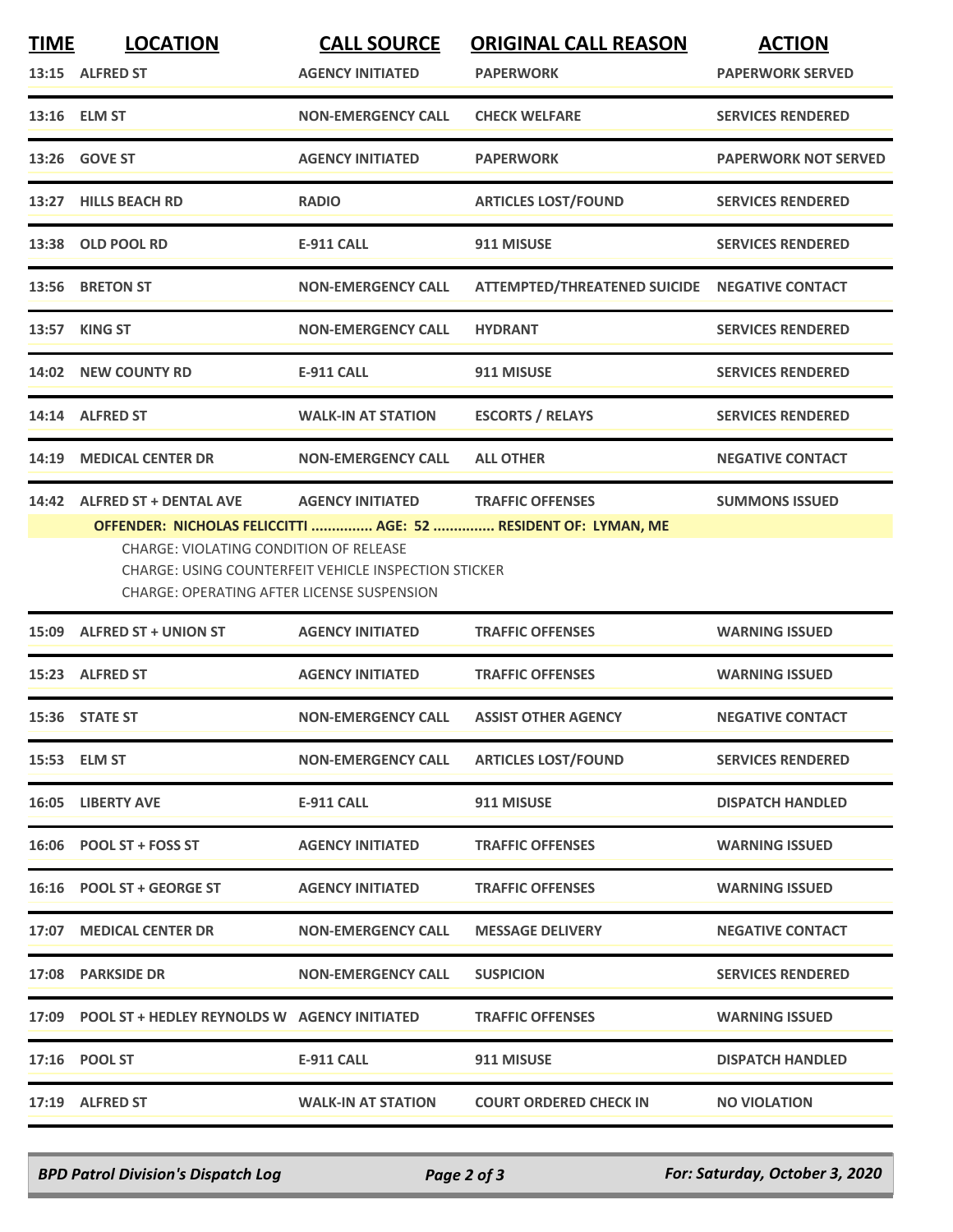| TIME | LOCATION | CALL SOURCE | ORIGINAL CALL REASON | ACTION |
|---|---|---|---|---|
| 13:15 | ALFRED ST | AGENCY INITIATED | PAPERWORK | PAPERWORK SERVED |
| 13:16 | ELM ST | NON-EMERGENCY CALL | CHECK WELFARE | SERVICES RENDERED |
| 13:26 | GOVE ST | AGENCY INITIATED | PAPERWORK | PAPERWORK NOT SERVED |
| 13:27 | HILLS BEACH RD | RADIO | ARTICLES LOST/FOUND | SERVICES RENDERED |
| 13:38 | OLD POOL RD | E-911 CALL | 911 MISUSE | SERVICES RENDERED |
| 13:56 | BRETON ST | NON-EMERGENCY CALL | ATTEMPTED/THREATENED SUICIDE | NEGATIVE CONTACT |
| 13:57 | KING ST | NON-EMERGENCY CALL | HYDRANT | SERVICES RENDERED |
| 14:02 | NEW COUNTY RD | E-911 CALL | 911 MISUSE | SERVICES RENDERED |
| 14:14 | ALFRED ST | WALK-IN AT STATION | ESCORTS / RELAYS | SERVICES RENDERED |
| 14:19 | MEDICAL CENTER DR | NON-EMERGENCY CALL | ALL OTHER | NEGATIVE CONTACT |
| 14:42 | ALFRED ST + DENTAL AVE | AGENCY INITIATED | TRAFFIC OFFENSES | SUMMONS ISSUED |

**OFFENDER: NICHOLAS FELICCITTI ............... AGE: 52 ............... RESIDENT OF: LYMAN, ME**

CHARGE: VIOLATING CONDITION OF RELEASE
CHARGE: USING COUNTERFEIT VEHICLE INSPECTION STICKER
CHARGE: OPERATING AFTER LICENSE SUSPENSION

| TIME | LOCATION | CALL SOURCE | ORIGINAL CALL REASON | ACTION |
|---|---|---|---|---|
| 15:09 | ALFRED ST + UNION ST | AGENCY INITIATED | TRAFFIC OFFENSES | WARNING ISSUED |
| 15:23 | ALFRED ST | AGENCY INITIATED | TRAFFIC OFFENSES | WARNING ISSUED |
| 15:36 | STATE ST | NON-EMERGENCY CALL | ASSIST OTHER AGENCY | NEGATIVE CONTACT |
| 15:53 | ELM ST | NON-EMERGENCY CALL | ARTICLES LOST/FOUND | SERVICES RENDERED |
| 16:05 | LIBERTY AVE | E-911 CALL | 911 MISUSE | DISPATCH HANDLED |
| 16:06 | POOL ST + FOSS ST | AGENCY INITIATED | TRAFFIC OFFENSES | WARNING ISSUED |
| 16:16 | POOL ST + GEORGE ST | AGENCY INITIATED | TRAFFIC OFFENSES | WARNING ISSUED |
| 17:07 | MEDICAL CENTER DR | NON-EMERGENCY CALL | MESSAGE DELIVERY | NEGATIVE CONTACT |
| 17:08 | PARKSIDE DR | NON-EMERGENCY CALL | SUSPICION | SERVICES RENDERED |
| 17:09 | POOL ST + HEDLEY REYNOLDS W | AGENCY INITIATED | TRAFFIC OFFENSES | WARNING ISSUED |
| 17:16 | POOL ST | E-911 CALL | 911 MISUSE | DISPATCH HANDLED |
| 17:19 | ALFRED ST | WALK-IN AT STATION | COURT ORDERED CHECK IN | NO VIOLATION |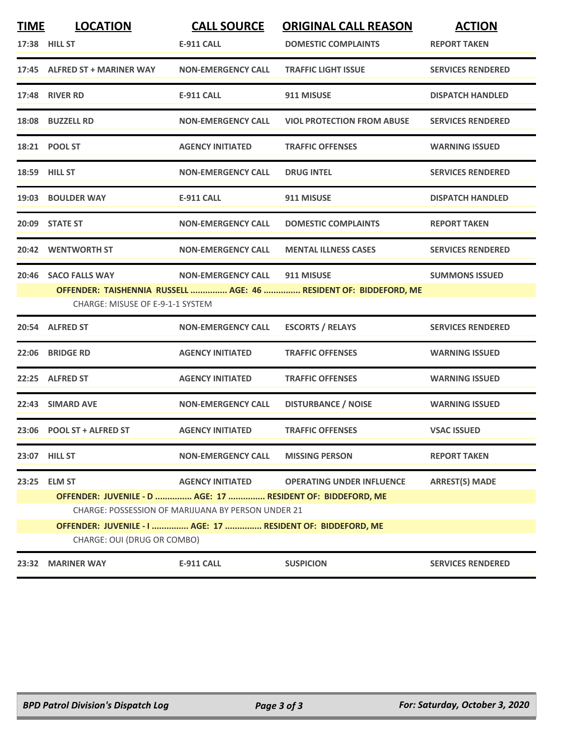| TIME | LOCATION | CALL SOURCE | ORIGINAL CALL REASON | ACTION |
|---|---|---|---|---|
| 17:38 | HILL ST | E-911 CALL | DOMESTIC COMPLAINTS | REPORT TAKEN |
| 17:45 | ALFRED ST + MARINER WAY | NON-EMERGENCY CALL | TRAFFIC LIGHT ISSUE | SERVICES RENDERED |
| 17:48 | RIVER RD | E-911 CALL | 911 MISUSE | DISPATCH HANDLED |
| 18:08 | BUZZELL RD | NON-EMERGENCY CALL | VIOL PROTECTION FROM ABUSE | SERVICES RENDERED |
| 18:21 | POOL ST | AGENCY INITIATED | TRAFFIC OFFENSES | WARNING ISSUED |
| 18:59 | HILL ST | NON-EMERGENCY CALL | DRUG INTEL | SERVICES RENDERED |
| 19:03 | BOULDER WAY | E-911 CALL | 911 MISUSE | DISPATCH HANDLED |
| 20:09 | STATE ST | NON-EMERGENCY CALL | DOMESTIC COMPLAINTS | REPORT TAKEN |
| 20:42 | WENTWORTH ST | NON-EMERGENCY CALL | MENTAL ILLNESS CASES | SERVICES RENDERED |
| 20:46 | SACO FALLS WAY | NON-EMERGENCY CALL | 911 MISUSE | SUMMONS ISSUED |

**OFFENDER: TAISHENNIA RUSSELL ............... AGE: 46 ............... RESIDENT OF: BIDDEFORD, ME**

CHARGE: MISUSE OF E-9-1-1 SYSTEM

| TIME | LOCATION | CALL SOURCE | ORIGINAL CALL REASON | ACTION |
|---|---|---|---|---|
| 20:54 | ALFRED ST | NON-EMERGENCY CALL | ESCORTS / RELAYS | SERVICES RENDERED |
| 22:06 | BRIDGE RD | AGENCY INITIATED | TRAFFIC OFFENSES | WARNING ISSUED |
| 22:25 | ALFRED ST | AGENCY INITIATED | TRAFFIC OFFENSES | WARNING ISSUED |
| 22:43 | SIMARD AVE | NON-EMERGENCY CALL | DISTURBANCE / NOISE | WARNING ISSUED |
| 23:06 | POOL ST + ALFRED ST | AGENCY INITIATED | TRAFFIC OFFENSES | VSAC ISSUED |
| 23:07 | HILL ST | NON-EMERGENCY CALL | MISSING PERSON | REPORT TAKEN |
| 23:25 | ELM ST | AGENCY INITIATED | OPERATING UNDER INFLUENCE | ARREST(S) MADE |

**OFFENDER: JUVENILE - D ............... AGE: 17 ............... RESIDENT OF: BIDDEFORD, ME**

CHARGE: POSSESSION OF MARIJUANA BY PERSON UNDER 21

**OFFENDER: JUVENILE - I ............... AGE: 17 ............... RESIDENT OF: BIDDEFORD, ME**

CHARGE: OUI (DRUG OR COMBO)

| TIME | LOCATION | CALL SOURCE | ORIGINAL CALL REASON | ACTION |
|---|---|---|---|---|
| 23:32 | MARINER WAY | E-911 CALL | SUSPICION | SERVICES RENDERED |